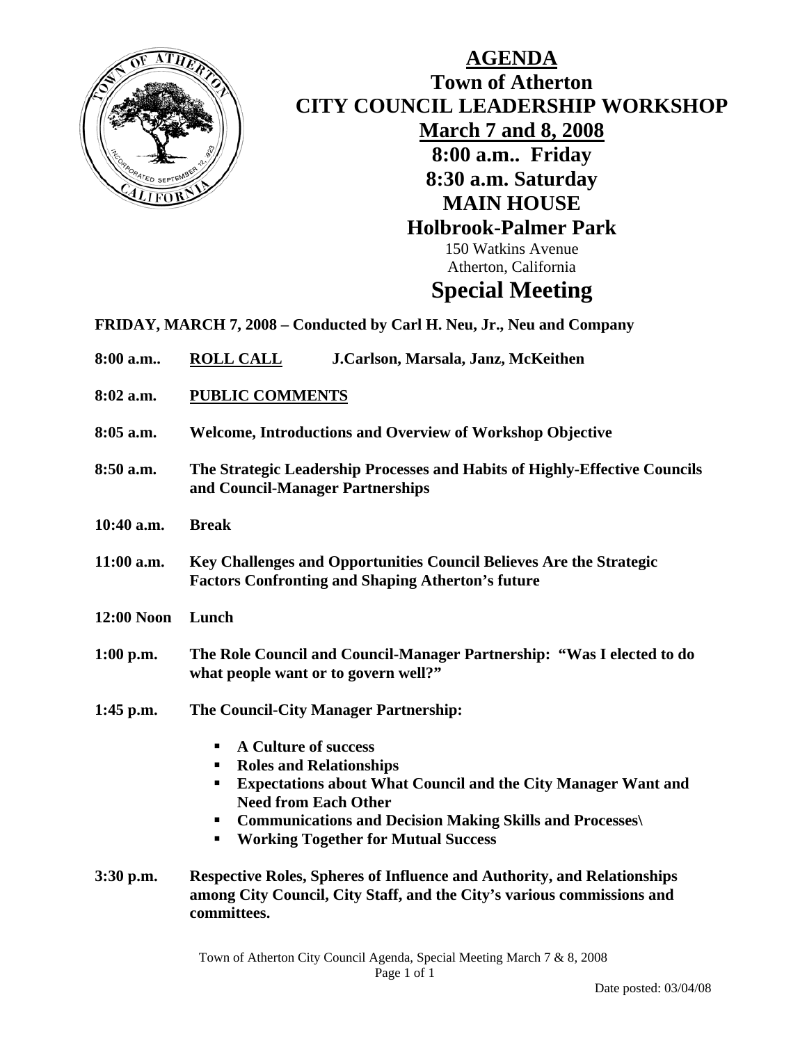# AGENDA

## Town of Atherton
## CITY COUNCIL LEADERSHIP WORKSHOP
## March 7 and 8, 2008
## 8:00 a.m.. Friday
## 8:30 a.m. Saturday
## MAIN HOUSE
## Holbrook-Palmer Park

150 Watkins Avenue
Atherton, California

# Special Meeting

**FRIDAY, MARCH 7, 2008 – Conducted by Carl H. Neu, Jr., Neu and Company**

**8:00 a.m..** **ROLL CALL** **J.Carlson, Marsala, Janz, McKeithen**

**8:02 a.m.** **PUBLIC COMMENTS**

**8:05 a.m.** **Welcome, Introductions and Overview of Workshop Objective**

**8:50 a.m.** **The Strategic Leadership Processes and Habits of Highly-Effective Councils and Council-Manager Partnerships**

**10:40 a.m.** **Break**

**11:00 a.m.** **Key Challenges and Opportunities Council Believes Are the Strategic Factors Confronting and Shaping Atherton's future**

**12:00 Noon** **Lunch**

**1:00 p.m.** **The Role Council and Council-Manager Partnership: "Was I elected to do what people want or to govern well?"**

**1:45 p.m.** **The Council-City Manager Partnership:**

- **A Culture of success**
- **Roles and Relationships**
- **Expectations about What Council and the City Manager Want and Need from Each Other**
- **Communications and Decision Making Skills and Processes\**
- **Working Together for Mutual Success**

**3:30 p.m.** **Respective Roles, Spheres of Influence and Authority, and Relationships among City Council, City Staff, and the City's various commissions and committees.**

Town of Atherton City Council Agenda, Special Meeting March 7 & 8, 2008

Date posted: 03/04/08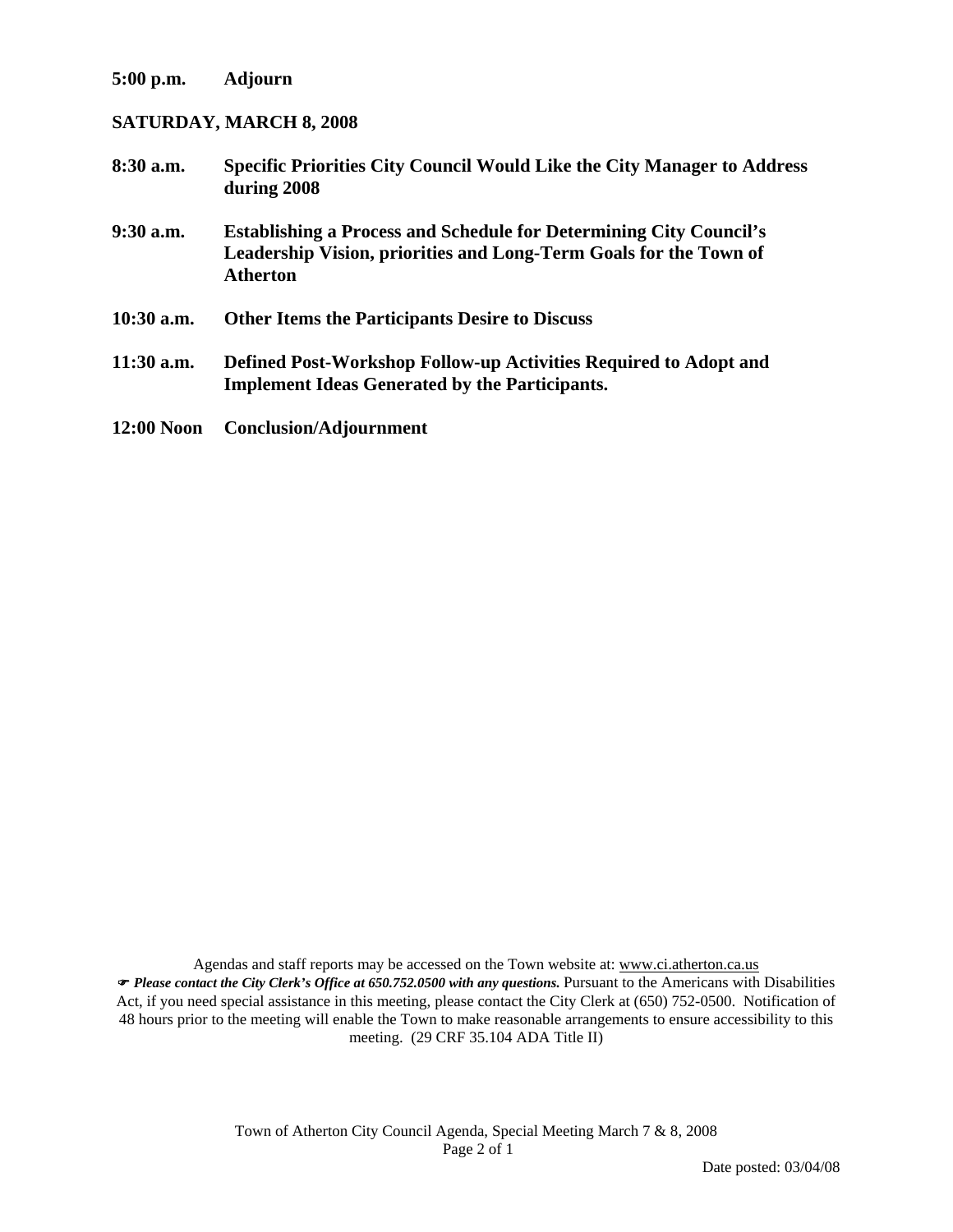**5:00 p.m.  Adjourn**

**SATURDAY, MARCH 8, 2008**

**8:30 a.m.  Specific Priorities City Council Would Like the City Manager to Address during 2008**

**9:30 a.m.  Establishing a Process and Schedule for Determining City Council's Leadership Vision, priorities and Long-Term Goals for the Town of Atherton**

**10:30 a.m.  Other Items the Participants Desire to Discuss**

**11:30 a.m.  Defined Post-Workshop Follow-up Activities Required to Adopt and Implement Ideas Generated by the Participants.**

**12:00 Noon  Conclusion/Adjournment**

Agendas and staff reports may be accessed on the Town website at: www.ci.atherton.ca.us
☛ ***Please contact the City Clerk's Office at 650.752.0500 with any questions.*** Pursuant to the Americans with Disabilities Act, if you need special assistance in this meeting, please contact the City Clerk at (650) 752-0500. Notification of 48 hours prior to the meeting will enable the Town to make reasonable arrangements to ensure accessibility to this meeting. (29 CRF 35.104 ADA Title II)

Date posted: 03/04/08